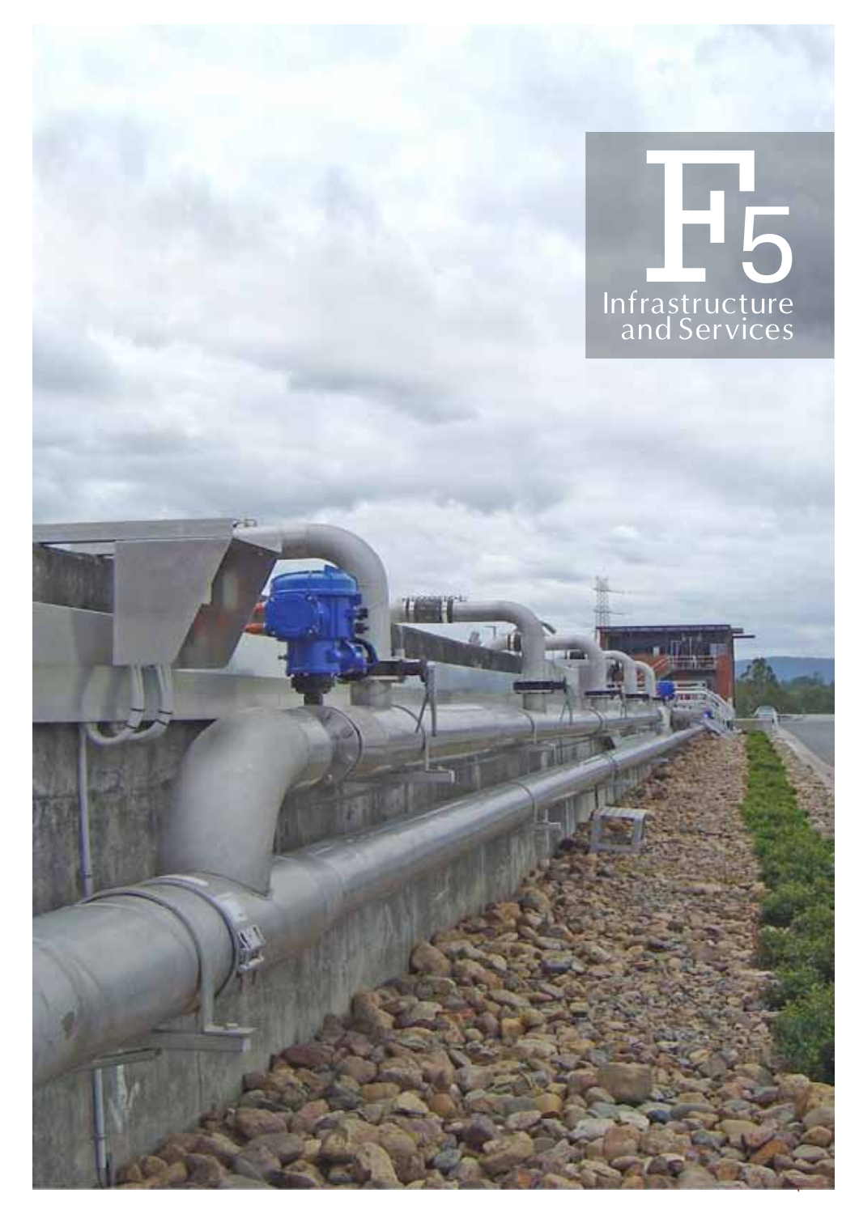# F5 Infrastructure and Services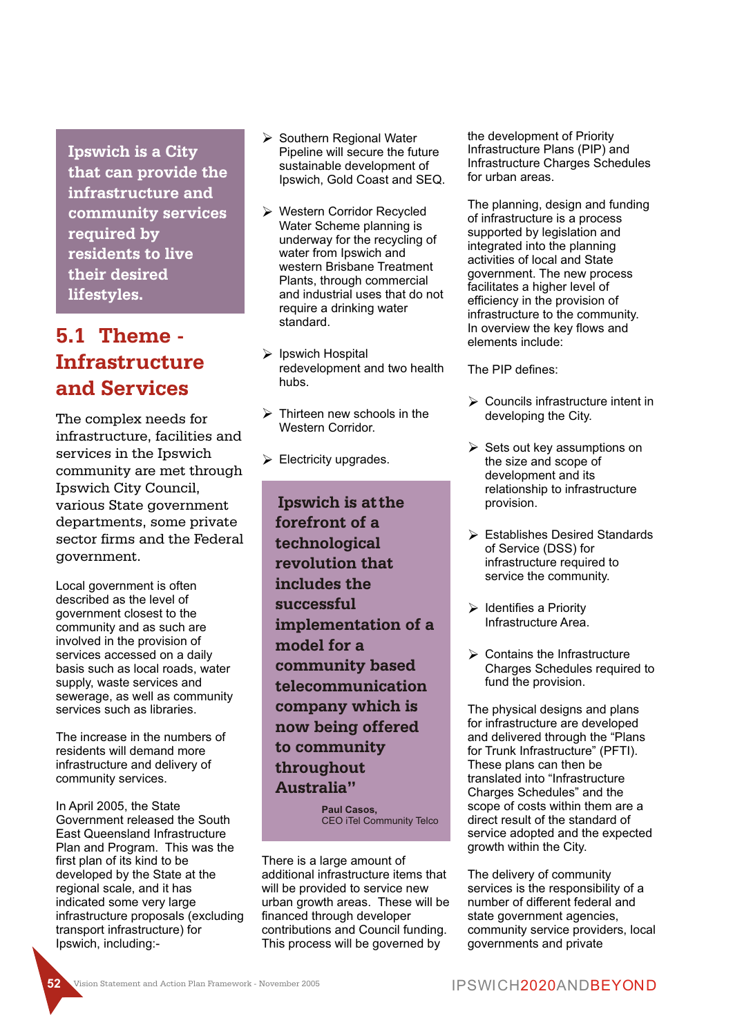**Ipswich is a City that can provide the infrastructure and community services required by residents to live their desired lifestyles.**

## 5.1 Theme - Infrastructure and Services

The complex needs for infrastructure, facilities and services in the Ipswich community are met through Ipswich City Council, various State government departments, some private sector firms and the Federal government.

Local government is often described as the level of government closest to the community and as such are involved in the provision of services accessed on a daily basis such as local roads, water supply, waste services and sewerage, as well as community services such as libraries.

The increase in the numbers of residents will demand more infrastructure and delivery of community services.

In April 2005, the State Government released the South East Queensland Infrastructure Plan and Program. This was the first plan of its kind to be developed by the State at the regional scale, and it has indicated some very large infrastructure proposals (excluding transport infrastructure) for Ipswich, including:-

- Southern Regional Water Pipeline will secure the future sustainable development of Ipswich, Gold Coast and SEQ.
- Western Corridor Recycled Water Scheme planning is underway for the recycling of water from Ipswich and western Brisbane Treatment Plants, through commercial and industrial uses that do not require a drinking water standard.
- Ipswich Hospital redevelopment and two health hubs.
- Thirteen new schools in the Western Corridor.
- Electricity upgrades.

**Ipswich is at the forefront of a technological revolution that includes the successful implementation of a model for a community based telecommunication company which is now being offered to community throughout Australia"**

**Paul Casos,**
CEO iTel Community Telco

There is a large amount of additional infrastructure items that will be provided to service new urban growth areas. These will be financed through developer contributions and Council funding. This process will be governed by the development of Priority Infrastructure Plans (PIP) and Infrastructure Charges Schedules for urban areas.

The planning, design and funding of infrastructure is a process supported by legislation and integrated into the planning activities of local and State government. The new process facilitates a higher level of efficiency in the provision of infrastructure to the community. In overview the key flows and elements include:

The PIP defines:

- Councils infrastructure intent in developing the City.
- Sets out key assumptions on the size and scope of development and its relationship to infrastructure provision.
- Establishes Desired Standards of Service (DSS) for infrastructure required to service the community.
- Identifies a Priority Infrastructure Area.
- Contains the Infrastructure Charges Schedules required to fund the provision.

The physical designs and plans for infrastructure are developed and delivered through the "Plans for Trunk Infrastructure" (PFTI). These plans can then be translated into "Infrastructure Charges Schedules" and the scope of costs within them are a direct result of the standard of service adopted and the expected growth within the City.

The delivery of community services is the responsibility of a number of different federal and state government agencies, community service providers, local governments and private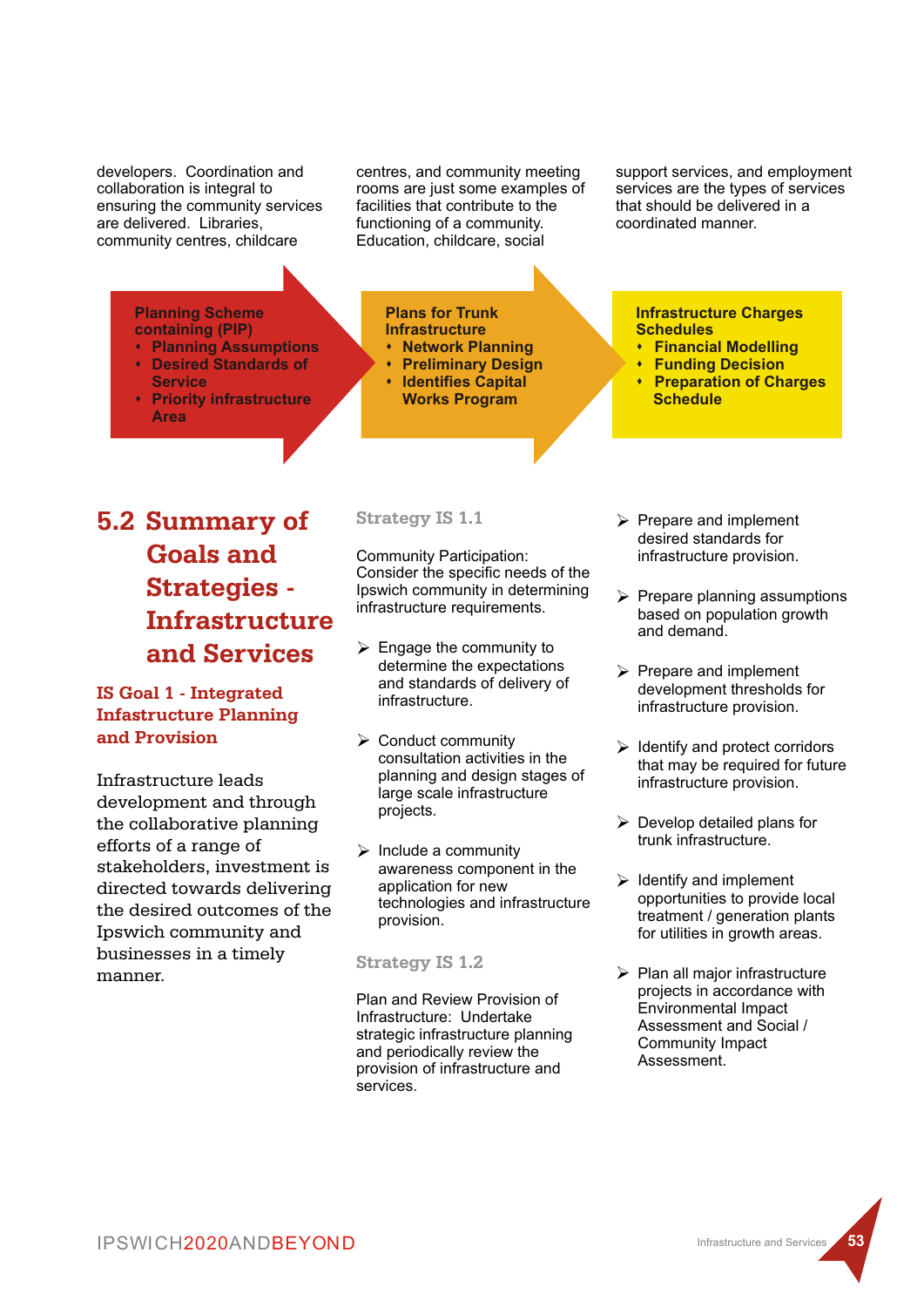developers. Coordination and collaboration is integral to ensuring the community services are delivered. Libraries, community centres, childcare centres, and community meeting rooms are just some examples of facilities that contribute to the functioning of a community. Education, childcare, social support services, and employment services are the types of services that should be delivered in a coordinated manner.

**Planning Scheme containing (PIP)**

- **Planning Assumptions**
- **Desired Standards of Service**
- **Priority infrastructure Area**

**Plans for Trunk Infrastructure**

- **Network Planning**
- **Preliminary Design**
- **Identifies Capital Works Program**

**Infrastructure Charges Schedules**

- **Financial Modelling**
- **Funding Decision**
- **Preparation of Charges Schedule**

## 5.2 Summary of Goals and Strategies - Infrastructure and Services

### IS Goal 1 - Integrated Infastructure Planning and Provision

Infrastructure leads development and through the collaborative planning efforts of a range of stakeholders, investment is directed towards delivering the desired outcomes of the Ipswich community and businesses in a timely manner.

#### Strategy IS 1.1

Community Participation: Consider the specific needs of the Ipswich community in determining infrastructure requirements.

- Engage the community to determine the expectations and standards of delivery of infrastructure.
- Conduct community consultation activities in the planning and design stages of large scale infrastructure projects.
- Include a community awareness component in the application for new technologies and infrastructure provision.

#### Strategy IS 1.2

Plan and Review Provision of Infrastructure: Undertake strategic infrastructure planning and periodically review the provision of infrastructure and services.

- Prepare and implement desired standards for infrastructure provision.
- Prepare planning assumptions based on population growth and demand.
- Prepare and implement development thresholds for infrastructure provision.
- Identify and protect corridors that may be required for future infrastructure provision.
- Develop detailed plans for trunk infrastructure.
- Identify and implement opportunities to provide local treatment / generation plants for utilities in growth areas.
- Plan all major infrastructure projects in accordance with Environmental Impact Assessment and Social / Community Impact Assessment.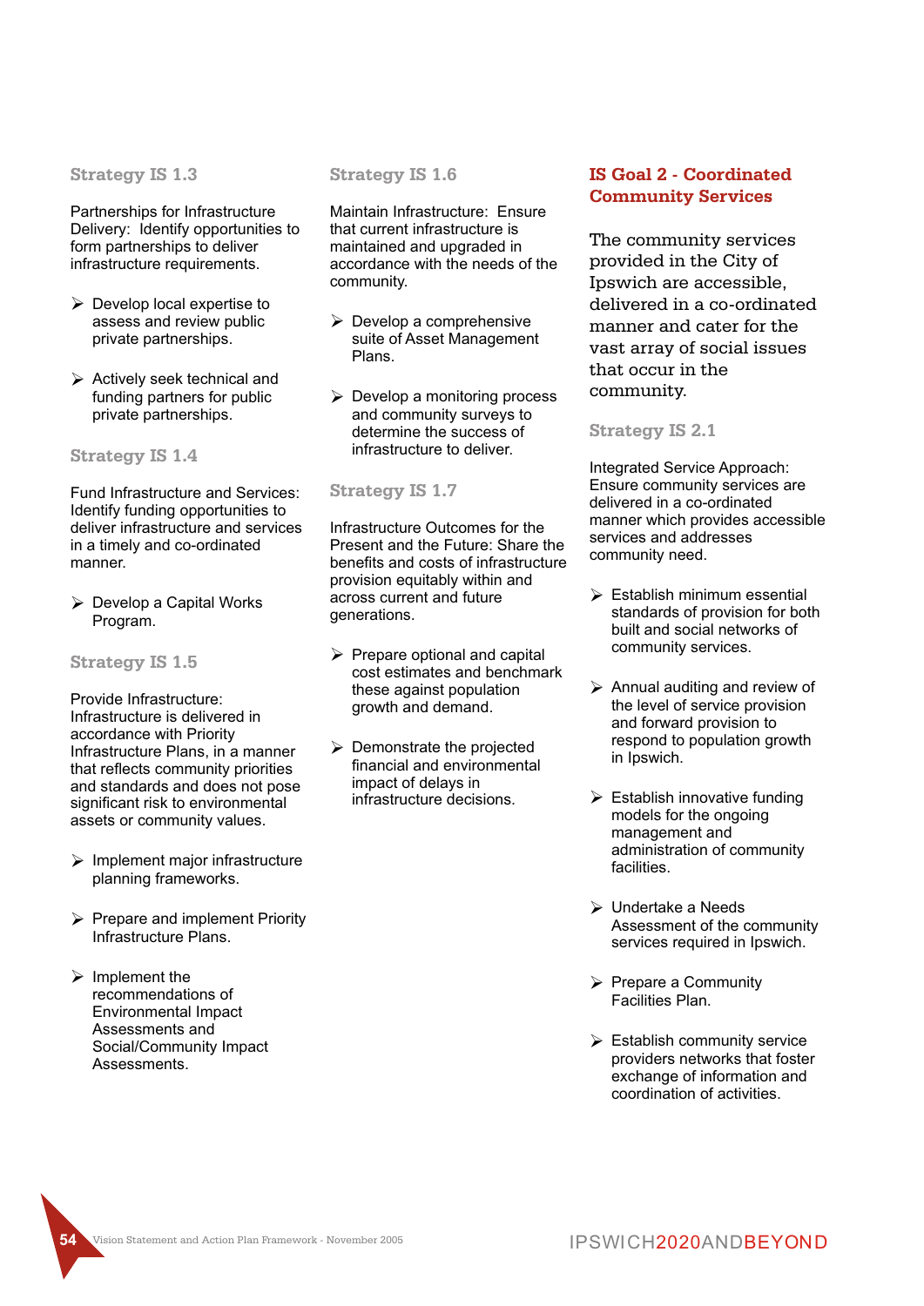### Strategy IS 1.3

Partnerships for Infrastructure Delivery: Identify opportunities to form partnerships to deliver infrastructure requirements.

- Develop local expertise to assess and review public private partnerships.
- Actively seek technical and funding partners for public private partnerships.

### Strategy IS 1.4

Fund Infrastructure and Services: Identify funding opportunities to deliver infrastructure and services in a timely and co-ordinated manner.

- Develop a Capital Works Program.

### Strategy IS 1.5

Provide Infrastructure: Infrastructure is delivered in accordance with Priority Infrastructure Plans, in a manner that reflects community priorities and standards and does not pose significant risk to environmental assets or community values.

- Implement major infrastructure planning frameworks.
- Prepare and implement Priority Infrastructure Plans.
- Implement the recommendations of Environmental Impact Assessments and Social/Community Impact Assessments.

### Strategy IS 1.6

Maintain Infrastructure: Ensure that current infrastructure is maintained and upgraded in accordance with the needs of the community.

- Develop a comprehensive suite of Asset Management Plans.
- Develop a monitoring process and community surveys to determine the success of infrastructure to deliver.

### Strategy IS 1.7

Infrastructure Outcomes for the Present and the Future: Share the benefits and costs of infrastructure provision equitably within and across current and future generations.

- Prepare optional and capital cost estimates and benchmark these against population growth and demand.
- Demonstrate the projected financial and environmental impact of delays in infrastructure decisions.

## IS Goal 2 - Coordinated Community Services

The community services provided in the City of Ipswich are accessible, delivered in a co-ordinated manner and cater for the vast array of social issues that occur in the community.

### Strategy IS 2.1

Integrated Service Approach: Ensure community services are delivered in a co-ordinated manner which provides accessible services and addresses community need.

- Establish minimum essential standards of provision for both built and social networks of community services.
- Annual auditing and review of the level of service provision and forward provision to respond to population growth in Ipswich.
- Establish innovative funding models for the ongoing management and administration of community facilities.
- Undertake a Needs Assessment of the community services required in Ipswich.
- Prepare a Community Facilities Plan.
- Establish community service providers networks that foster exchange of information and coordination of activities.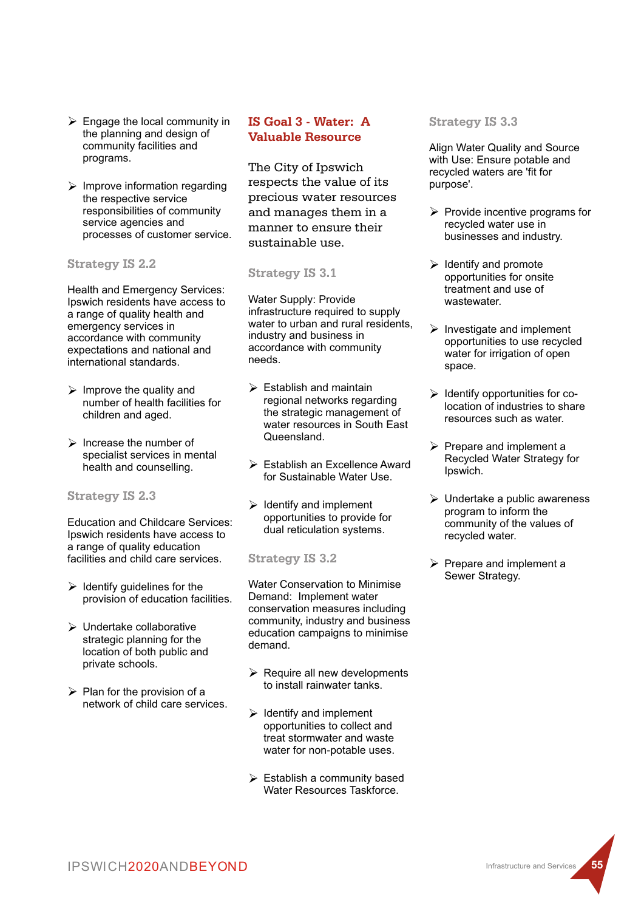- Engage the local community in the planning and design of community facilities and programs.
- Improve information regarding the respective service responsibilities of community service agencies and processes of customer service.

### Strategy IS 2.2

Health and Emergency Services: Ipswich residents have access to a range of quality health and emergency services in accordance with community expectations and national and international standards.

- Improve the quality and number of health facilities for children and aged.
- Increase the number of specialist services in mental health and counselling.

### Strategy IS 2.3

Education and Childcare Services: Ipswich residents have access to a range of quality education facilities and child care services.

- Identify guidelines for the provision of education facilities.
- Undertake collaborative strategic planning for the location of both public and private schools.
- Plan for the provision of a network of child care services.

## IS Goal 3 - Water: A Valuable Resource

The City of Ipswich respects the value of its precious water resources and manages them in a manner to ensure their sustainable use.

### Strategy IS 3.1

Water Supply: Provide infrastructure required to supply water to urban and rural residents, industry and business in accordance with community needs.

- Establish and maintain regional networks regarding the strategic management of water resources in South East Queensland.
- Establish an Excellence Award for Sustainable Water Use.
- Identify and implement opportunities to provide for dual reticulation systems.

### Strategy IS 3.2

Water Conservation to Minimise Demand: Implement water conservation measures including community, industry and business education campaigns to minimise demand.

- Require all new developments to install rainwater tanks.
- Identify and implement opportunities to collect and treat stormwater and waste water for non-potable uses.
- Establish a community based Water Resources Taskforce.

### Strategy IS 3.3

Align Water Quality and Source with Use: Ensure potable and recycled waters are 'fit for purpose'.

- Provide incentive programs for recycled water use in businesses and industry.
- Identify and promote opportunities for onsite treatment and use of wastewater.
- Investigate and implement opportunities to use recycled water for irrigation of open space.
- Identify opportunities for co-location of industries to share resources such as water.
- Prepare and implement a Recycled Water Strategy for Ipswich.
- Undertake a public awareness program to inform the community of the values of recycled water.
- Prepare and implement a Sewer Strategy.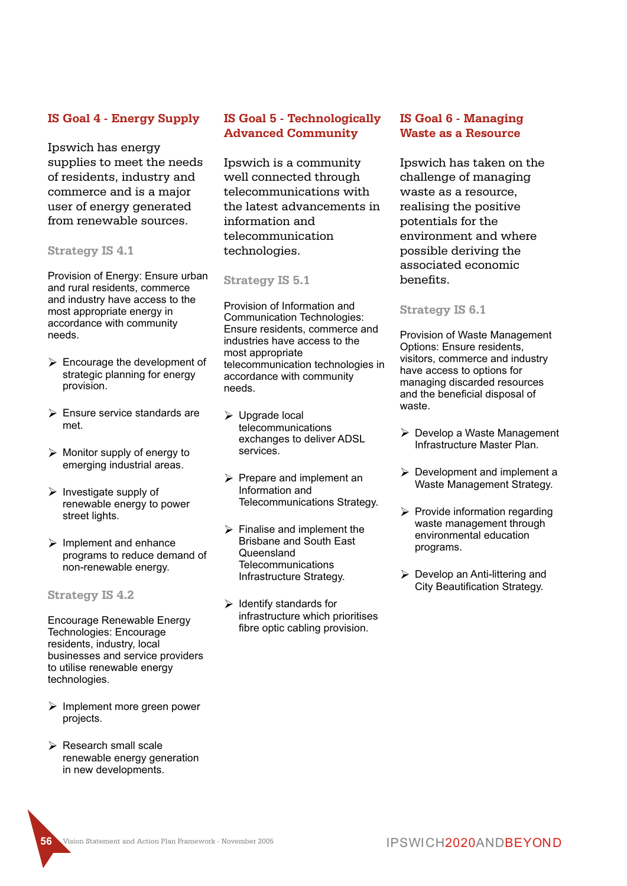## IS Goal 4 - Energy Supply

Ipswich has energy supplies to meet the needs of residents, industry and commerce and is a major user of energy generated from renewable sources.

### Strategy IS 4.1

Provision of Energy: Ensure urban and rural residents, commerce and industry have access to the most appropriate energy in accordance with community needs.

- Encourage the development of strategic planning for energy provision.
- Ensure service standards are met.
- Monitor supply of energy to emerging industrial areas.
- Investigate supply of renewable energy to power street lights.
- Implement and enhance programs to reduce demand of non-renewable energy.

### Strategy IS 4.2

Encourage Renewable Energy Technologies: Encourage residents, industry, local businesses and service providers to utilise renewable energy technologies.

- Implement more green power projects.
- Research small scale renewable energy generation in new developments.

## IS Goal 5 - Technologically Advanced Community

Ipswich is a community well connected through telecommunications with the latest advancements in information and telecommunication technologies.

### Strategy IS 5.1

Provision of Information and Communication Technologies: Ensure residents, commerce and industries have access to the most appropriate telecommunication technologies in accordance with community needs.

- Upgrade local telecommunications exchanges to deliver ADSL services.
- Prepare and implement an Information and Telecommunications Strategy.
- Finalise and implement the Brisbane and South East Queensland Telecommunications Infrastructure Strategy.
- Identify standards for infrastructure which prioritises fibre optic cabling provision.

## IS Goal 6 - Managing Waste as a Resource

Ipswich has taken on the challenge of managing waste as a resource, realising the positive potentials for the environment and where possible deriving the associated economic benefits.

### Strategy IS 6.1

Provision of Waste Management Options: Ensure residents, visitors, commerce and industry have access to options for managing discarded resources and the beneficial disposal of waste.

- Develop a Waste Management Infrastructure Master Plan.
- Development and implement a Waste Management Strategy.
- Provide information regarding waste management through environmental education programs.
- Develop an Anti-littering and City Beautification Strategy.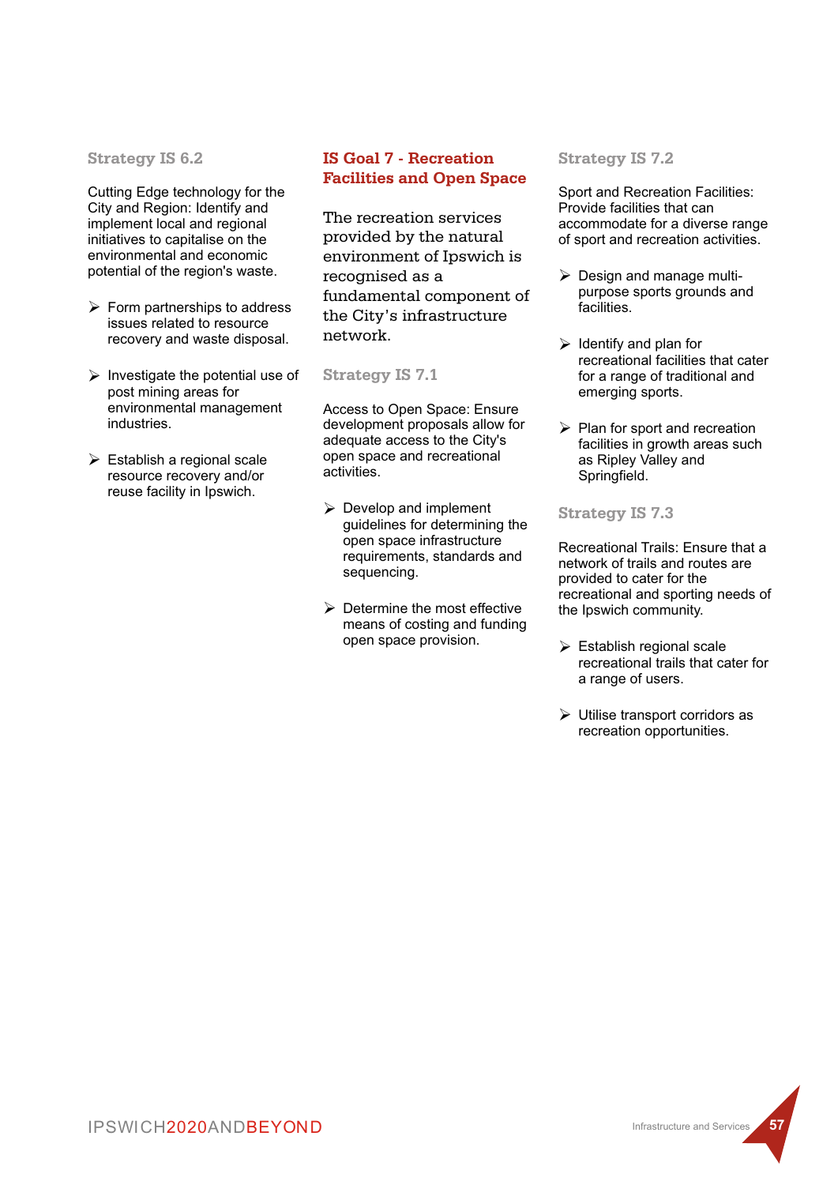### Strategy IS 6.2

Cutting Edge technology for the City and Region: Identify and implement local and regional initiatives to capitalise on the environmental and economic potential of the region's waste.

- Form partnerships to address issues related to resource recovery and waste disposal.
- Investigate the potential use of post mining areas for environmental management industries.
- Establish a regional scale resource recovery and/or reuse facility in Ipswich.

## IS Goal 7 - Recreation Facilities and Open Space

The recreation services provided by the natural environment of Ipswich is recognised as a fundamental component of the City's infrastructure network.

### Strategy IS 7.1

Access to Open Space: Ensure development proposals allow for adequate access to the City's open space and recreational activities.

- Develop and implement guidelines for determining the open space infrastructure requirements, standards and sequencing.
- Determine the most effective means of costing and funding open space provision.

### Strategy IS 7.2

Sport and Recreation Facilities: Provide facilities that can accommodate for a diverse range of sport and recreation activities.

- Design and manage multi-purpose sports grounds and facilities.
- Identify and plan for recreational facilities that cater for a range of traditional and emerging sports.
- Plan for sport and recreation facilities in growth areas such as Ripley Valley and Springfield.

### Strategy IS 7.3

Recreational Trails: Ensure that a network of trails and routes are provided to cater for the recreational and sporting needs of the Ipswich community.

- Establish regional scale recreational trails that cater for a range of users.
- Utilise transport corridors as recreation opportunities.